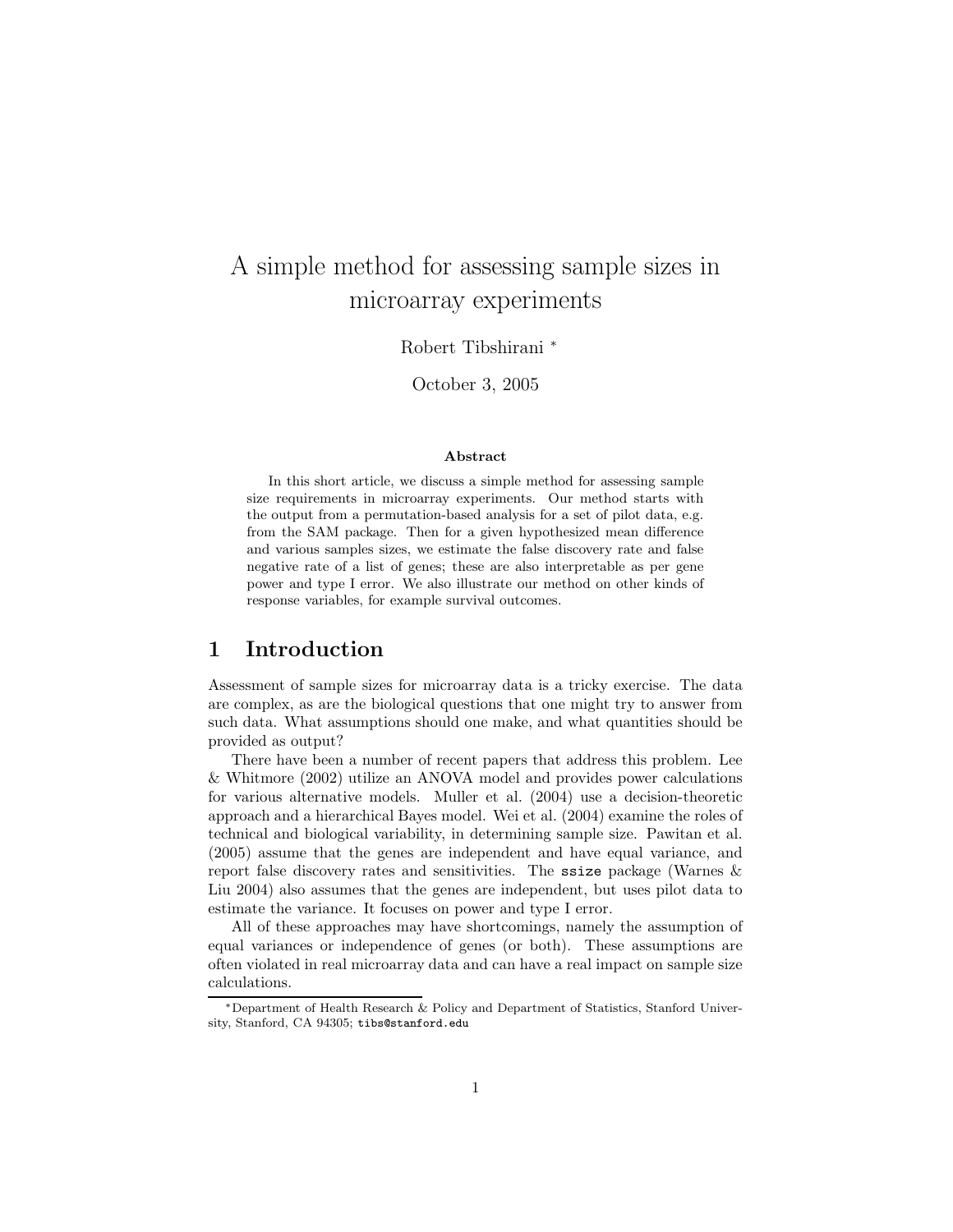# A simple method for assessing sample sizes in microarray experiments

Robert Tibshirani [*]

October 3, 2005

### Abstract

In this short article, we discuss a simple method for assessing sample size requirements in microarray experiments. Our method starts with the output from a permutation-based analysis for a set of pilot data, e.g. from the SAM package. Then for a given hypothesized mean difference and various samples sizes, we estimate the false discovery rate and false negative rate of a list of genes; these are also interpretable as per gene power and type I error. We also illustrate our method on other kinds of response variables, for example survival outcomes.

## 1 Introduction

Assessment of sample sizes for microarray data is a tricky exercise. The data are complex, as are the biological questions that one might try to answer from such data. What assumptions should one make, and what quantities should be provided as output?

There have been a number of recent papers that address this problem. Lee & Whitmore (2002) utilize an ANOVA model and provides power calculations for various alternative models. Muller et al. (2004) use a decision-theoretic approach and a hierarchical Bayes model. Wei et al. (2004) examine the roles of technical and biological variability, in determining sample size. Pawitan et al. (2005) assume that the genes are independent and have equal variance, and report false discovery rates and sensitivities. The `ssize` package (Warnes & Liu 2004) also assumes that the genes are independent, but uses pilot data to estimate the variance. It focuses on power and type I error.

All of these approaches may have shortcomings, namely the assumption of equal variances or independence of genes (or both). These assumptions are often violated in real microarray data and can have a real impact on sample size calculations.

---

[*] Department of Health Research & Policy and Department of Statistics, Stanford University, Stanford, CA 94305; `tibs@stanford.edu`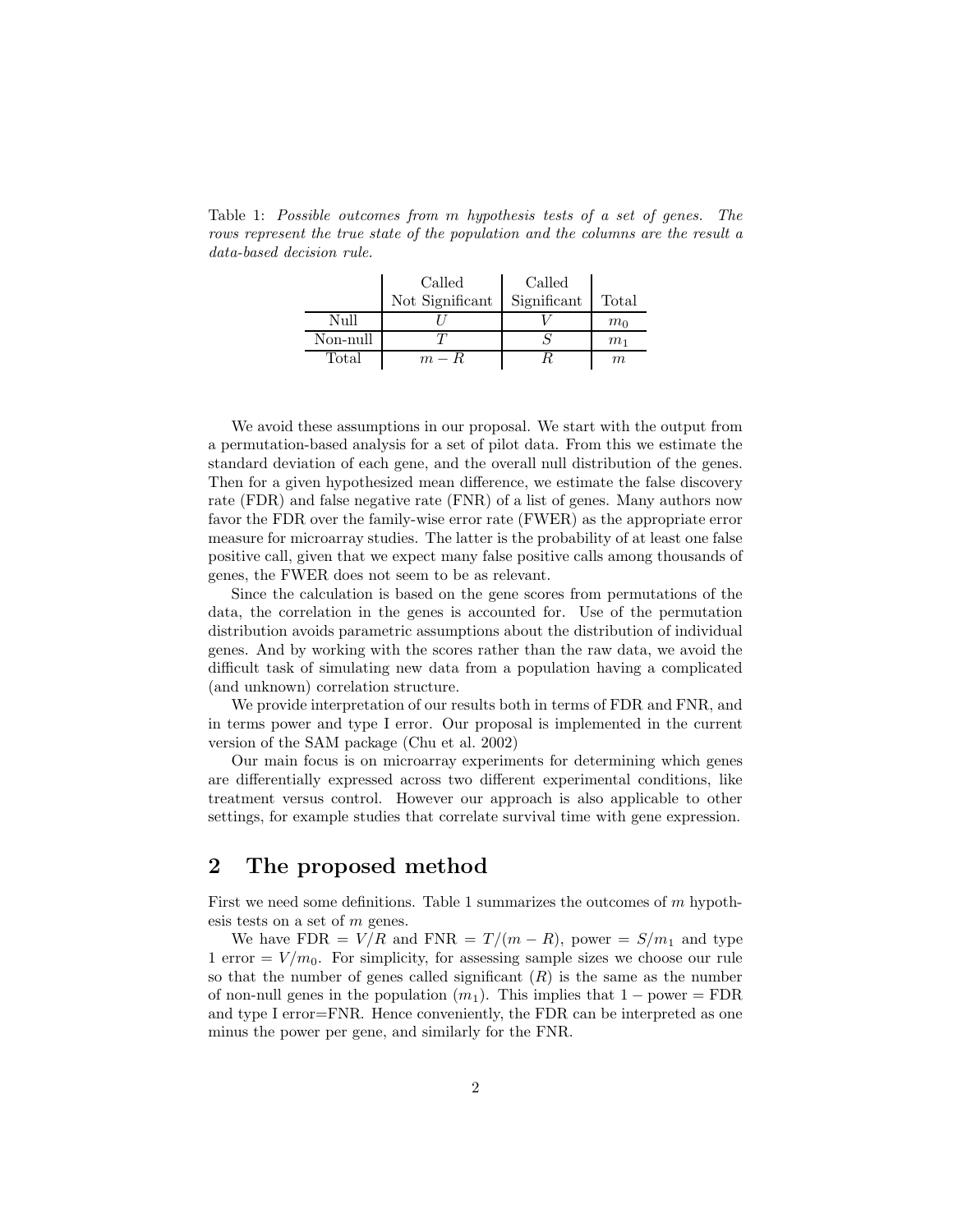Table 1: *Possible outcomes from m hypothesis tests of a set of genes. The rows represent the true state of the population and the columns are the result a data-based decision rule.*

| | Called Not Significant | Called Significant | Total |
|---|---|---|---|
| Null | $U$ | $V$ | $m_0$ |
| Non-null | $T$ | $S$ | $m_1$ |
| Total | $m - R$ | $R$ | $m$ |

We avoid these assumptions in our proposal. We start with the output from a permutation-based analysis for a set of pilot data. From this we estimate the standard deviation of each gene, and the overall null distribution of the genes. Then for a given hypothesized mean difference, we estimate the false discovery rate (FDR) and false negative rate (FNR) of a list of genes. Many authors now favor the FDR over the family-wise error rate (FWER) as the appropriate error measure for microarray studies. The latter is the probability of at least one false positive call, given that we expect many false positive calls among thousands of genes, the FWER does not seem to be as relevant.

Since the calculation is based on the gene scores from permutations of the data, the correlation in the genes is accounted for. Use of the permutation distribution avoids parametric assumptions about the distribution of individual genes. And by working with the scores rather than the raw data, we avoid the difficult task of simulating new data from a population having a complicated (and unknown) correlation structure.

We provide interpretation of our results both in terms of FDR and FNR, and in terms power and type I error. Our proposal is implemented in the current version of the SAM package (Chu et al. 2002)

Our main focus is on microarray experiments for determining which genes are differentially expressed across two different experimental conditions, like treatment versus control. However our approach is also applicable to other settings, for example studies that correlate survival time with gene expression.

## 2 The proposed method

First we need some definitions. Table 1 summarizes the outcomes of $m$ hypothesis tests on a set of $m$ genes.

We have FDR $= V/R$ and FNR $= T/(m - R)$, power $= S/m_1$ and type 1 error $= V/m_0$. For simplicity, for assessing sample sizes we choose our rule so that the number of genes called significant ($R$) is the same as the number of non-null genes in the population ($m_1$). This implies that $1 -$ power $=$ FDR and type I error=FNR. Hence conveniently, the FDR can be interpreted as one minus the power per gene, and similarly for the FNR.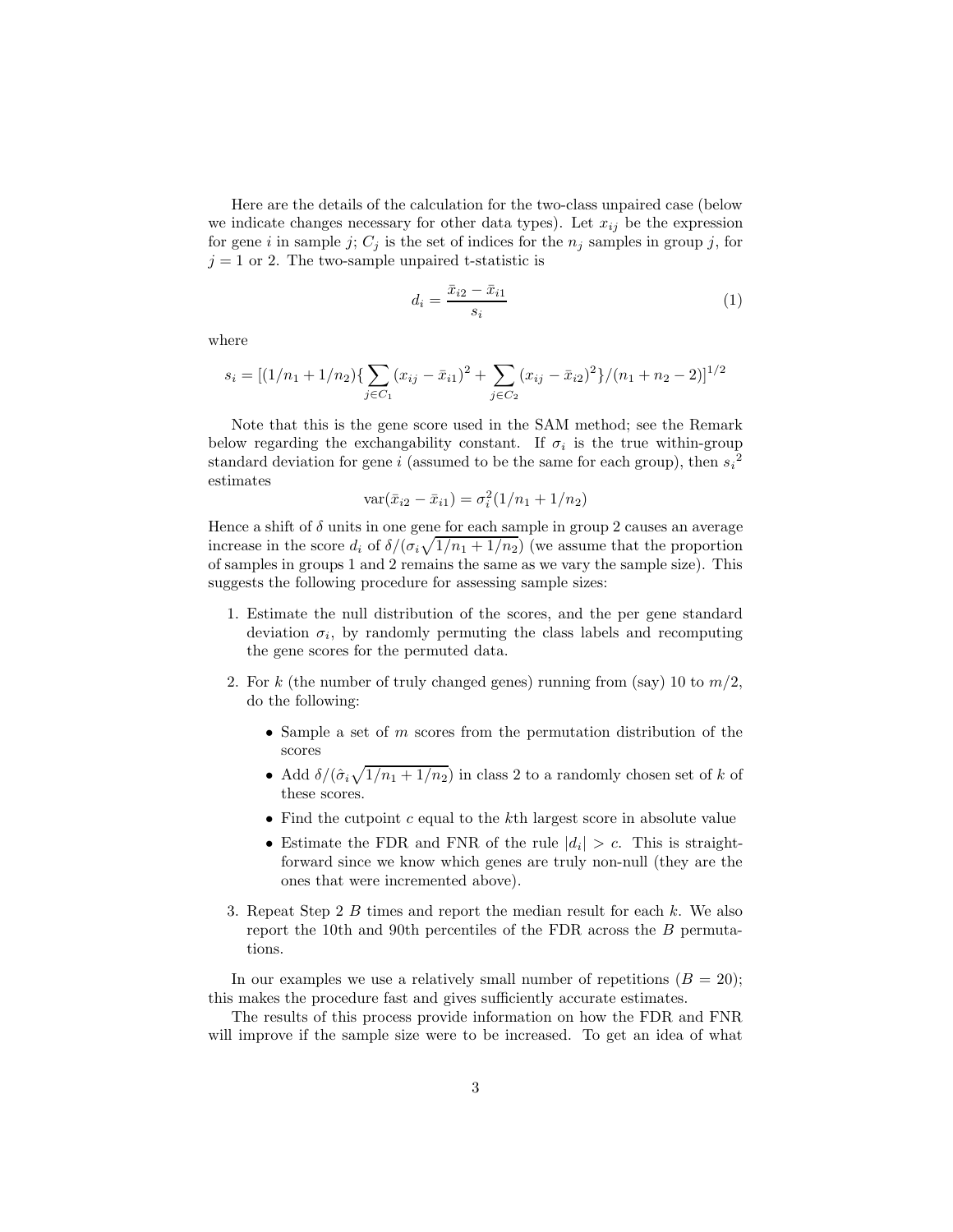Here are the details of the calculation for the two-class unpaired case (below we indicate changes necessary for other data types). Let $x_{ij}$ be the expression for gene $i$ in sample $j$; $C_j$ is the set of indices for the $n_j$ samples in group $j$, for $j = 1$ or 2. The two-sample unpaired t-statistic is

$$d_i = \frac{\bar{x}_{i2} - \bar{x}_{i1}}{s_i} \tag{1}$$

where

$$s_i = [(1/n_1 + 1/n_2)\{\sum_{j \in C_1}(x_{ij} - \bar{x}_{i1})^2 + \sum_{j \in C_2}(x_{ij} - \bar{x}_{i2})^2\}/(n_1 + n_2 - 2)]^{1/2}$$

Note that this is the gene score used in the SAM method; see the Remark below regarding the exchangability constant. If $\sigma_i$ is the true within-group standard deviation for gene $i$ (assumed to be the same for each group), then ${s_i}^2$ estimates

$$\text{var}(\bar{x}_{i2} - \bar{x}_{i1}) = \sigma_i^2(1/n_1 + 1/n_2)$$

Hence a shift of $\delta$ units in one gene for each sample in group 2 causes an average increase in the score $d_i$ of $\delta/(\sigma_i\sqrt{1/n_1 + 1/n_2})$ (we assume that the proportion of samples in groups 1 and 2 remains the same as we vary the sample size). This suggests the following procedure for assessing sample sizes:

1. Estimate the null distribution of the scores, and the per gene standard deviation $\sigma_i$, by randomly permuting the class labels and recomputing the gene scores for the permuted data.

2. For $k$ (the number of truly changed genes) running from (say) 10 to $m/2$, do the following:

   - Sample a set of $m$ scores from the permutation distribution of the scores
   - Add $\delta/(\hat{\sigma}_i\sqrt{1/n_1 + 1/n_2})$ in class 2 to a randomly chosen set of $k$ of these scores.
   - Find the cutpoint $c$ equal to the $k$th largest score in absolute value
   - Estimate the FDR and FNR of the rule $|d_i| > c$. This is straightforward since we know which genes are truly non-null (they are the ones that were incremented above).

3. Repeat Step 2 $B$ times and report the median result for each $k$. We also report the 10th and 90th percentiles of the FDR across the $B$ permutations.

In our examples we use a relatively small number of repetitions ($B = 20$); this makes the procedure fast and gives sufficiently accurate estimates.

The results of this process provide information on how the FDR and FNR will improve if the sample size were to be increased. To get an idea of what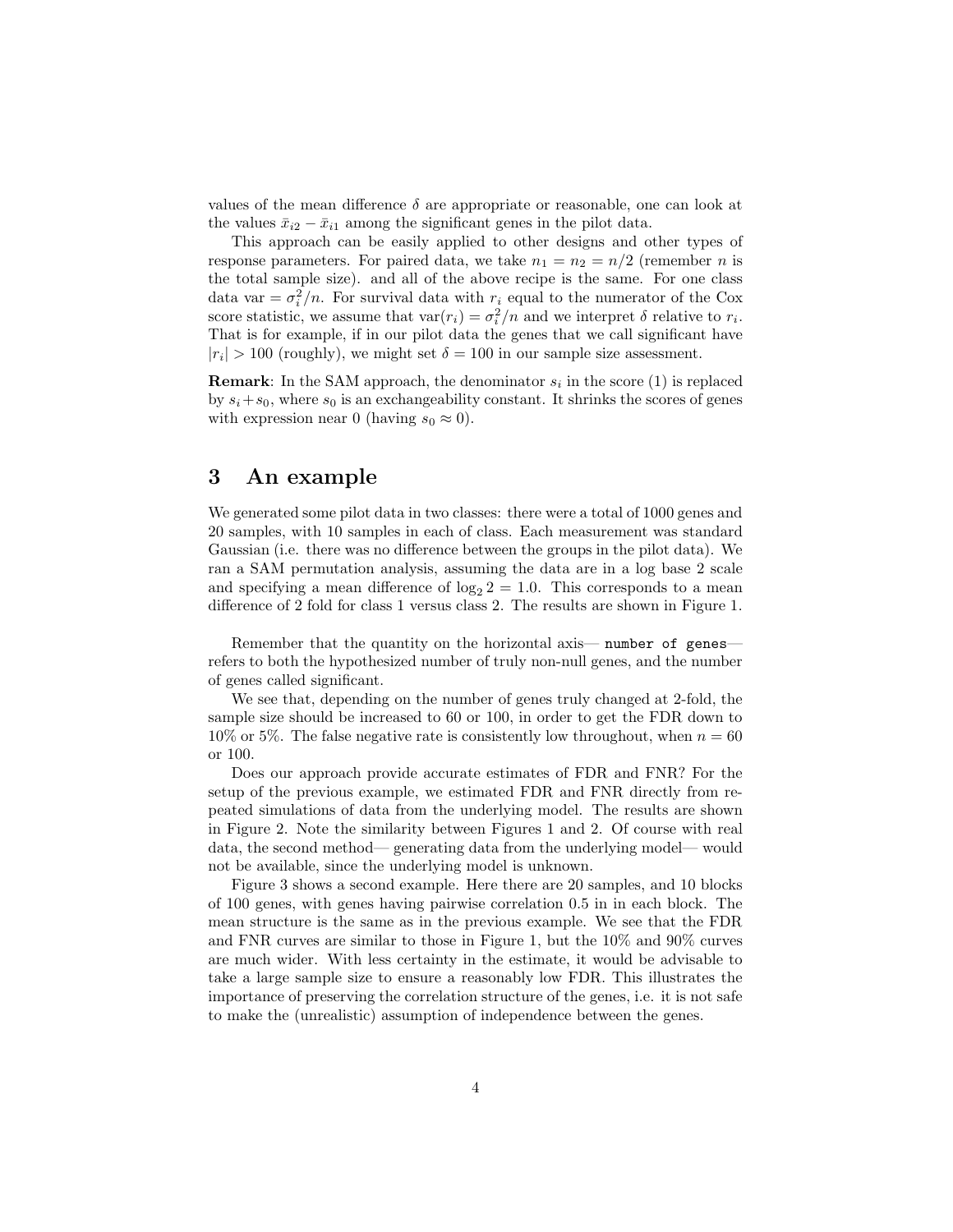values of the mean difference $\delta$ are appropriate or reasonable, one can look at the values $\bar{x}_{i2} - \bar{x}_{i1}$ among the significant genes in the pilot data.

This approach can be easily applied to other designs and other types of response parameters. For paired data, we take $n_1 = n_2 = n/2$ (remember $n$ is the total sample size). and all of the above recipe is the same. For one class data var $= \sigma_i^2/n$. For survival data with $r_i$ equal to the numerator of the Cox score statistic, we assume that $\text{var}(r_i) = \sigma_i^2/n$ and we interpret $\delta$ relative to $r_i$. That is for example, if in our pilot data the genes that we call significant have $|r_i| > 100$ (roughly), we might set $\delta = 100$ in our sample size assessment.

**Remark**: In the SAM approach, the denominator $s_i$ in the score (1) is replaced by $s_i + s_0$, where $s_0$ is an exchangeability constant. It shrinks the scores of genes with expression near 0 (having $s_0 \approx 0$).

# 3 An example

We generated some pilot data in two classes: there were a total of 1000 genes and 20 samples, with 10 samples in each of class. Each measurement was standard Gaussian (i.e. there was no difference between the groups in the pilot data). We ran a SAM permutation analysis, assuming the data are in a log base 2 scale and specifying a mean difference of $\log_2 2 = 1.0$. This corresponds to a mean difference of 2 fold for class 1 versus class 2. The results are shown in Figure 1.

Remember that the quantity on the horizontal axis— `number of genes`— refers to both the hypothesized number of truly non-null genes, and the number of genes called significant.

We see that, depending on the number of genes truly changed at 2-fold, the sample size should be increased to 60 or 100, in order to get the FDR down to 10% or 5%. The false negative rate is consistently low throughout, when $n = 60$ or 100.

Does our approach provide accurate estimates of FDR and FNR? For the setup of the previous example, we estimated FDR and FNR directly from repeated simulations of data from the underlying model. The results are shown in Figure 2. Note the similarity between Figures 1 and 2. Of course with real data, the second method— generating data from the underlying model— would not be available, since the underlying model is unknown.

Figure 3 shows a second example. Here there are 20 samples, and 10 blocks of 100 genes, with genes having pairwise correlation 0.5 in in each block. The mean structure is the same as in the previous example. We see that the FDR and FNR curves are similar to those in Figure 1, but the 10% and 90% curves are much wider. With less certainty in the estimate, it would be advisable to take a large sample size to ensure a reasonably low FDR. This illustrates the importance of preserving the correlation structure of the genes, i.e. it is not safe to make the (unrealistic) assumption of independence between the genes.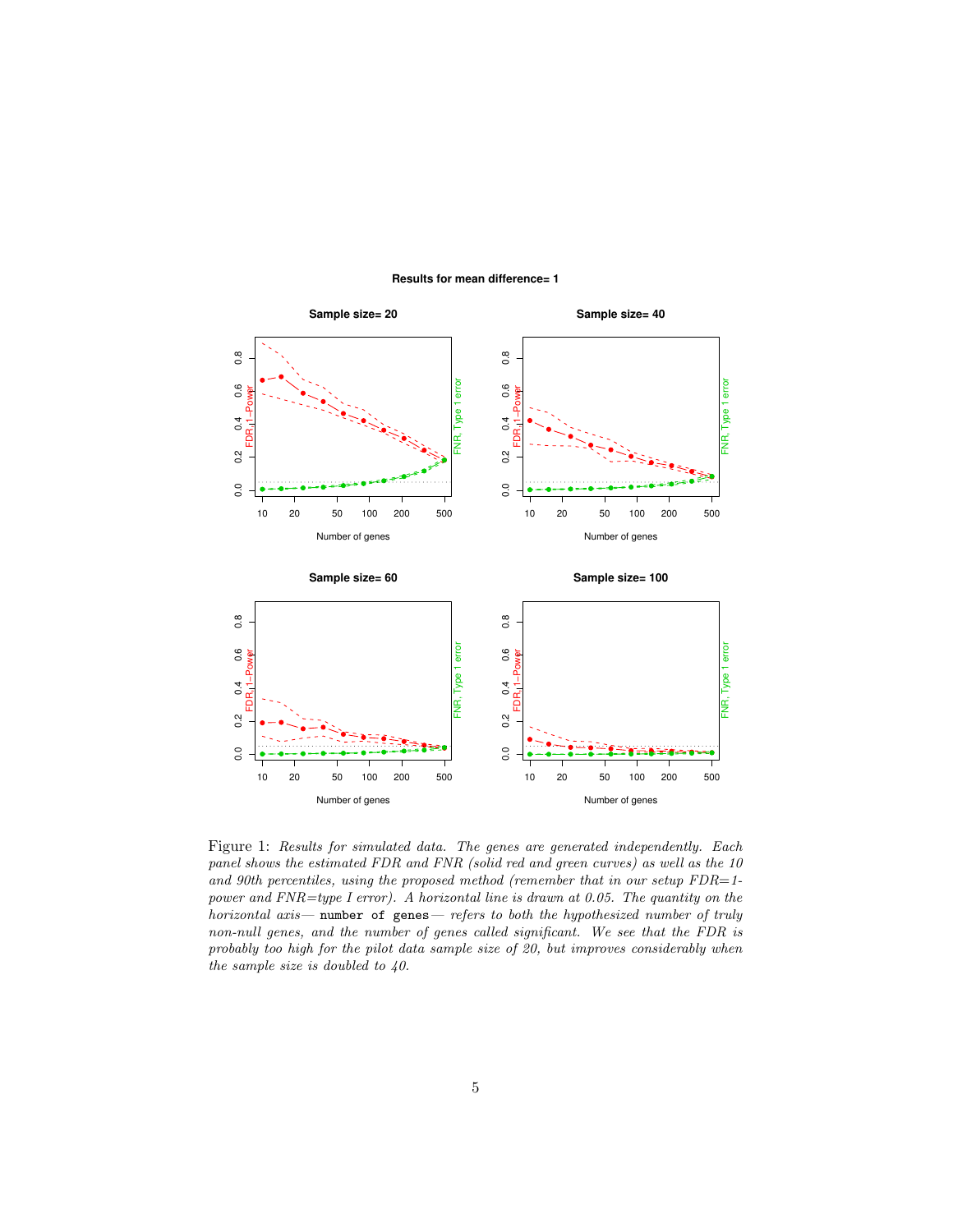Figure 1: *Results for simulated data. The genes are generated independently. Each panel shows the estimated FDR and FNR (solid red and green curves) as well as the 10 and 90th percentiles, using the proposed method (remember that in our setup FDR=1-power and FNR=type I error). A horizontal line is drawn at 0.05. The quantity on the horizontal axis—* `number of genes` *— refers to both the hypothesized number of truly non-null genes, and the number of genes called significant. We see that the FDR is probably too high for the pilot data sample size of 20, but improves considerably when the sample size is doubled to 40.*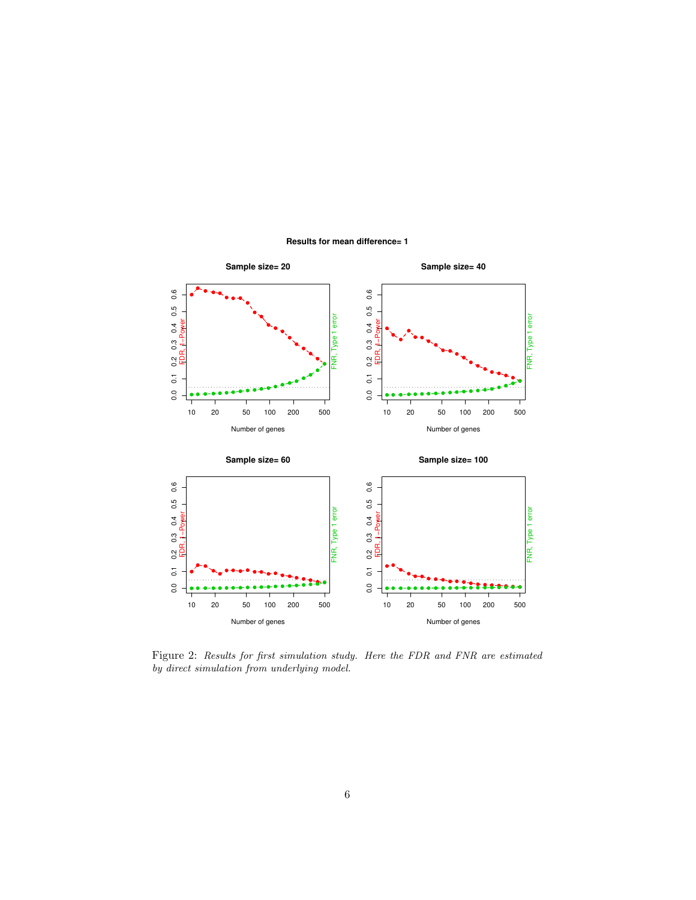Figure 2: *Results for first simulation study. Here the FDR and FNR are estimated by direct simulation from underlying model.*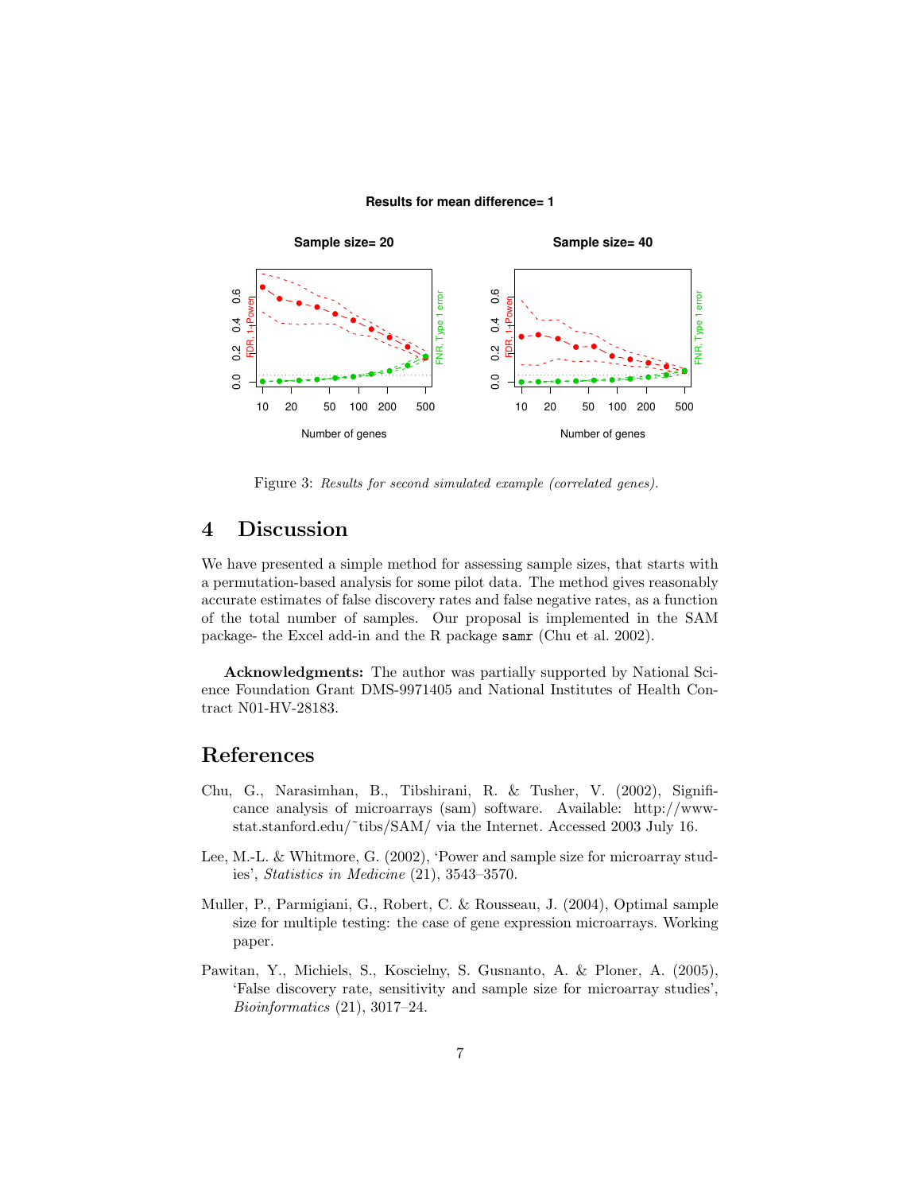Figure 3: *Results for second simulated example (correlated genes).*

## 4 Discussion

We have presented a simple method for assessing sample sizes, that starts with a permutation-based analysis for some pilot data. The method gives reasonably accurate estimates of false discovery rates and false negative rates, as a function of the total number of samples. Our proposal is implemented in the SAM package- the Excel add-in and the R package `samr` (Chu et al. 2002).

**Acknowledgments:** The author was partially supported by National Science Foundation Grant DMS-9971405 and National Institutes of Health Contract N01-HV-28183.

## References

Chu, G., Narasimhan, B., Tibshirani, R. & Tusher, V. (2002), Significance analysis of microarrays (sam) software. Available: http://www-stat.stanford.edu/~tibs/SAM/ via the Internet. Accessed 2003 July 16.

Lee, M.-L. & Whitmore, G. (2002), 'Power and sample size for microarray studies', *Statistics in Medicine* (21), 3543–3570.

Muller, P., Parmigiani, G., Robert, C. & Rousseau, J. (2004), Optimal sample size for multiple testing: the case of gene expression microarrays. Working paper.

Pawitan, Y., Michiels, S., Koscielny, S. Gusnanto, A. & Ploner, A. (2005), 'False discovery rate, sensitivity and sample size for microarray studies', *Bioinformatics* (21), 3017–24.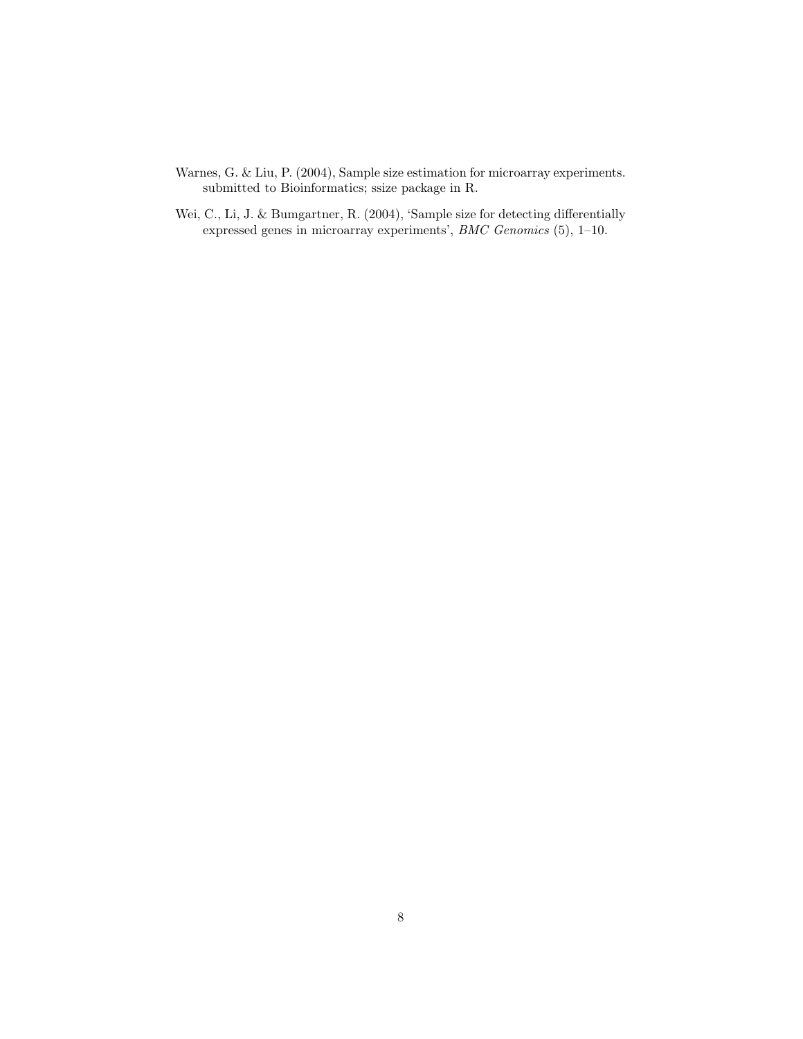Warnes, G. & Liu, P. (2004), Sample size estimation for microarray experiments. submitted to Bioinformatics; ssize package in R.

Wei, C., Li, J. & Bumgartner, R. (2004), 'Sample size for detecting differentially expressed genes in microarray experiments', *BMC Genomics* (5), 1–10.